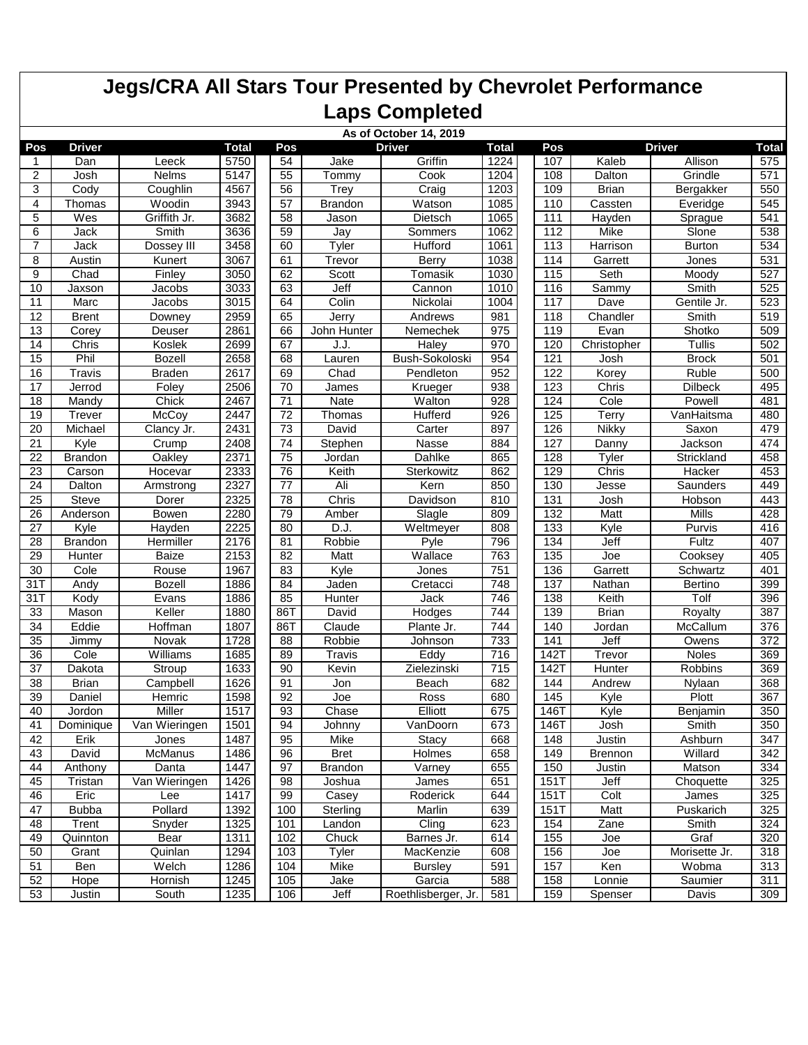# Jegs/CRA All Stars Tour Presented by Chevrolet Performance

## Laps Completed

**As of October 14, 2019**

| Pos | Driver | | Total | Pos | Driver | | Total | Pos | Driver | | Total |
|---|---|---|---|---|---|---|---|---|---|---|---|
| 1 | Dan | Leeck | 5750 | 54 | Jake | Griffin | 1224 | 107 | Kaleb | Allison | 575 |
| 2 | Josh | Nelms | 5147 | 55 | Tommy | Cook | 1204 | 108 | Dalton | Grindle | 571 |
| 3 | Cody | Coughlin | 4567 | 56 | Trey | Craig | 1203 | 109 | Brian | Bergakker | 550 |
| 4 | Thomas | Woodin | 3943 | 57 | Brandon | Watson | 1085 | 110 | Cassten | Everidge | 545 |
| 5 | Wes | Griffith Jr. | 3682 | 58 | Jason | Dietsch | 1065 | 111 | Hayden | Sprague | 541 |
| 6 | Jack | Smith | 3636 | 59 | Jay | Sommers | 1062 | 112 | Mike | Slone | 538 |
| 7 | Jack | Dossey III | 3458 | 60 | Tyler | Hufford | 1061 | 113 | Harrison | Burton | 534 |
| 8 | Austin | Kunert | 3067 | 61 | Trevor | Berry | 1038 | 114 | Garrett | Jones | 531 |
| 9 | Chad | Finley | 3050 | 62 | Scott | Tomasik | 1030 | 115 | Seth | Moody | 527 |
| 10 | Jaxson | Jacobs | 3033 | 63 | Jeff | Cannon | 1010 | 116 | Sammy | Smith | 525 |
| 11 | Marc | Jacobs | 3015 | 64 | Colin | Nickolai | 1004 | 117 | Dave | Gentile Jr. | 523 |
| 12 | Brent | Downey | 2959 | 65 | Jerry | Andrews | 981 | 118 | Chandler | Smith | 519 |
| 13 | Corey | Deuser | 2861 | 66 | John Hunter | Nemechek | 975 | 119 | Evan | Shotko | 509 |
| 14 | Chris | Koslek | 2699 | 67 | J.J. | Haley | 970 | 120 | Christopher | Tullis | 502 |
| 15 | Phil | Bozell | 2658 | 68 | Lauren | Bush-Sokoloski | 954 | 121 | Josh | Brock | 501 |
| 16 | Travis | Braden | 2617 | 69 | Chad | Pendleton | 952 | 122 | Korey | Ruble | 500 |
| 17 | Jerrod | Foley | 2506 | 70 | James | Krueger | 938 | 123 | Chris | Dilbeck | 495 |
| 18 | Mandy | Chick | 2467 | 71 | Nate | Walton | 928 | 124 | Cole | Powell | 481 |
| 19 | Trever | McCoy | 2447 | 72 | Thomas | Hufferd | 926 | 125 | Terry | VanHaitsma | 480 |
| 20 | Michael | Clancy Jr. | 2431 | 73 | David | Carter | 897 | 126 | Nikky | Saxon | 479 |
| 21 | Kyle | Crump | 2408 | 74 | Stephen | Nasse | 884 | 127 | Danny | Jackson | 474 |
| 22 | Brandon | Oakley | 2371 | 75 | Jordan | Dahlke | 865 | 128 | Tyler | Strickland | 458 |
| 23 | Carson | Hocevar | 2333 | 76 | Keith | Sterkowitz | 862 | 129 | Chris | Hacker | 453 |
| 24 | Dalton | Armstrong | 2327 | 77 | Ali | Kern | 850 | 130 | Jesse | Saunders | 449 |
| 25 | Steve | Dorer | 2325 | 78 | Chris | Davidson | 810 | 131 | Josh | Hobson | 443 |
| 26 | Anderson | Bowen | 2280 | 79 | Amber | Slagle | 809 | 132 | Matt | Mills | 428 |
| 27 | Kyle | Hayden | 2225 | 80 | D.J. | Weltmeyer | 808 | 133 | Kyle | Purvis | 416 |
| 28 | Brandon | Hermiller | 2176 | 81 | Robbie | Pyle | 796 | 134 | Jeff | Fultz | 407 |
| 29 | Hunter | Baize | 2153 | 82 | Matt | Wallace | 763 | 135 | Joe | Cooksey | 405 |
| 30 | Cole | Rouse | 1967 | 83 | Kyle | Jones | 751 | 136 | Garrett | Schwartz | 401 |
| 31T | Andy | Bozell | 1886 | 84 | Jaden | Cretacci | 748 | 137 | Nathan | Bertino | 399 |
| 31T | Kody | Evans | 1886 | 85 | Hunter | Jack | 746 | 138 | Keith | Tolf | 396 |
| 33 | Mason | Keller | 1880 | 86T | David | Hodges | 744 | 139 | Brian | Royalty | 387 |
| 34 | Eddie | Hoffman | 1807 | 86T | Claude | Plante Jr. | 744 | 140 | Jordan | McCallum | 376 |
| 35 | Jimmy | Novak | 1728 | 88 | Robbie | Johnson | 733 | 141 | Jeff | Owens | 372 |
| 36 | Cole | Williams | 1685 | 89 | Travis | Eddy | 716 | 142T | Trevor | Noles | 369 |
| 37 | Dakota | Stroup | 1633 | 90 | Kevin | Zielezinski | 715 | 142T | Hunter | Robbins | 369 |
| 38 | Brian | Campbell | 1626 | 91 | Jon | Beach | 682 | 144 | Andrew | Nylaan | 368 |
| 39 | Daniel | Hemric | 1598 | 92 | Joe | Ross | 680 | 145 | Kyle | Plott | 367 |
| 40 | Jordon | Miller | 1517 | 93 | Chase | Elliott | 675 | 146T | Kyle | Benjamin | 350 |
| 41 | Dominique | Van Wieringen | 1501 | 94 | Johnny | VanDoorn | 673 | 146T | Josh | Smith | 350 |
| 42 | Erik | Jones | 1487 | 95 | Mike | Stacy | 668 | 148 | Justin | Ashburn | 347 |
| 43 | David | McManus | 1486 | 96 | Bret | Holmes | 658 | 149 | Brennon | Willard | 342 |
| 44 | Anthony | Danta | 1447 | 97 | Brandon | Varney | 655 | 150 | Justin | Matson | 334 |
| 45 | Tristan | Van Wieringen | 1426 | 98 | Joshua | James | 651 | 151T | Jeff | Choquette | 325 |
| 46 | Eric | Lee | 1417 | 99 | Casey | Roderick | 644 | 151T | Colt | James | 325 |
| 47 | Bubba | Pollard | 1392 | 100 | Sterling | Marlin | 639 | 151T | Matt | Puskarich | 325 |
| 48 | Trent | Snyder | 1325 | 101 | Landon | Cling | 623 | 154 | Zane | Smith | 324 |
| 49 | Quinnton | Bear | 1311 | 102 | Chuck | Barnes Jr. | 614 | 155 | Joe | Graf | 320 |
| 50 | Grant | Quinlan | 1294 | 103 | Tyler | MacKenzie | 608 | 156 | Joe | Morisette Jr. | 318 |
| 51 | Ben | Welch | 1286 | 104 | Mike | Bursley | 591 | 157 | Ken | Wobma | 313 |
| 52 | Hope | Hornish | 1245 | 105 | Jake | Garcia | 588 | 158 | Lonnie | Saumier | 311 |
| 53 | Justin | South | 1235 | 106 | Jeff | Roethlisberger, Jr. | 581 | 159 | Spenser | Davis | 309 |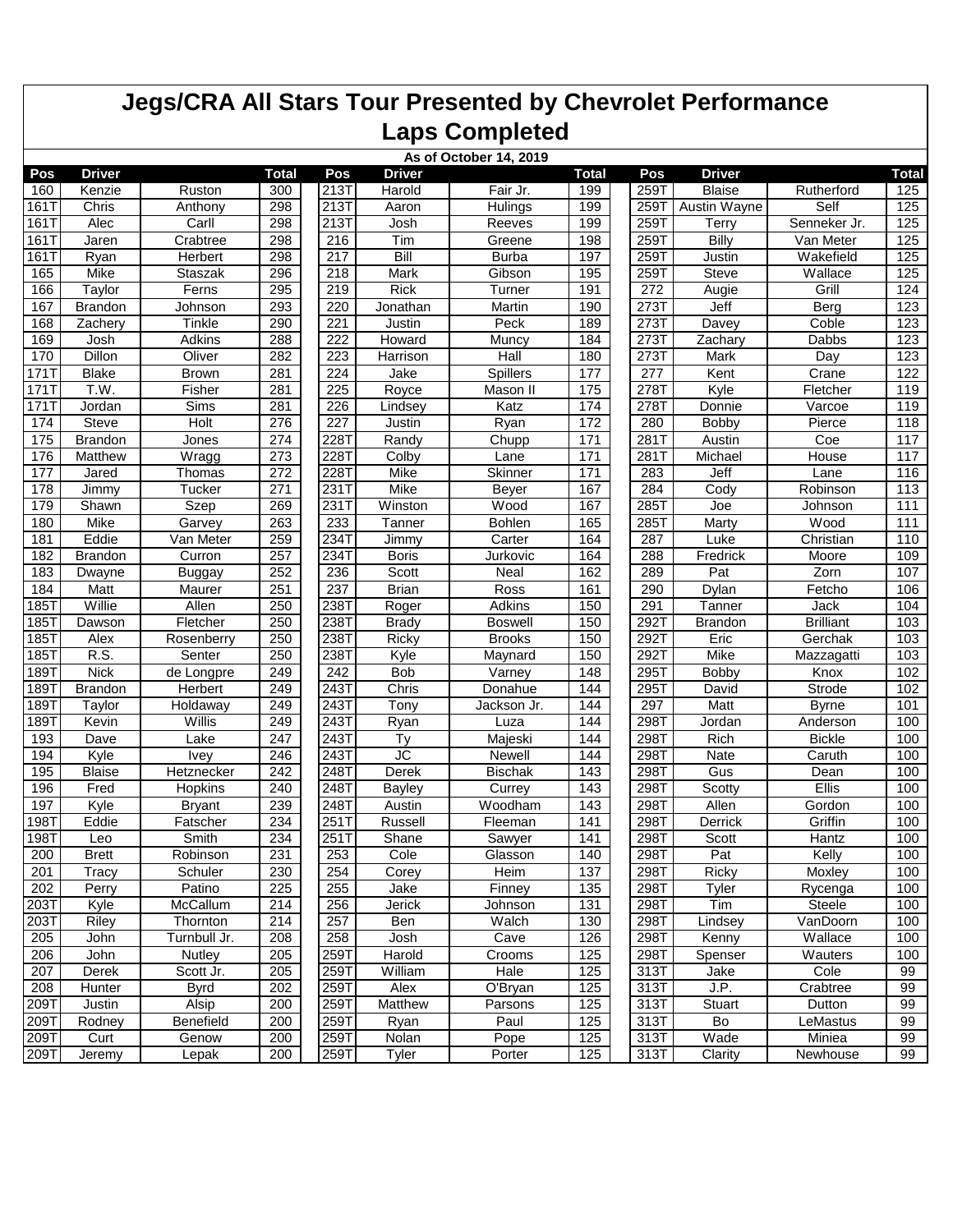# Jegs/CRA All Stars Tour Presented by Chevrolet Performance

## Laps Completed

**As of October 14, 2019**

| Pos | Driver | | Total | Pos | Driver | | Total | Pos | Driver | | Total |
|---|---|---|---|---|---|---|---|---|---|---|---|
| 160 | Kenzie | Ruston | 300 | 213T | Harold | Fair Jr. | 199 | 259T | Blaise | Rutherford | 125 |
| 161T | Chris | Anthony | 298 | 213T | Aaron | Hulings | 199 | 259T | Austin Wayne | Self | 125 |
| 161T | Alec | Carll | 298 | 213T | Josh | Reeves | 199 | 259T | Terry | Senneker Jr. | 125 |
| 161T | Jaren | Crabtree | 298 | 216 | Tim | Greene | 198 | 259T | Billy | Van Meter | 125 |
| 161T | Ryan | Herbert | 298 | 217 | Bill | Burba | 197 | 259T | Justin | Wakefield | 125 |
| 165 | Mike | Staszak | 296 | 218 | Mark | Gibson | 195 | 259T | Steve | Wallace | 125 |
| 166 | Taylor | Ferns | 295 | 219 | Rick | Turner | 191 | 272 | Augie | Grill | 124 |
| 167 | Brandon | Johnson | 293 | 220 | Jonathan | Martin | 190 | 273T | Jeff | Berg | 123 |
| 168 | Zachery | Tinkle | 290 | 221 | Justin | Peck | 189 | 273T | Davey | Coble | 123 |
| 169 | Josh | Adkins | 288 | 222 | Howard | Muncy | 184 | 273T | Zachary | Dabbs | 123 |
| 170 | Dillon | Oliver | 282 | 223 | Harrison | Hall | 180 | 273T | Mark | Day | 123 |
| 171T | Blake | Brown | 281 | 224 | Jake | Spillers | 177 | 277 | Kent | Crane | 122 |
| 171T | T.W. | Fisher | 281 | 225 | Royce | Mason II | 175 | 278T | Kyle | Fletcher | 119 |
| 171T | Jordan | Sims | 281 | 226 | Lindsey | Katz | 174 | 278T | Donnie | Varcoe | 119 |
| 174 | Steve | Holt | 276 | 227 | Justin | Ryan | 172 | 280 | Bobby | Pierce | 118 |
| 175 | Brandon | Jones | 274 | 228T | Randy | Chupp | 171 | 281T | Austin | Coe | 117 |
| 176 | Matthew | Wragg | 273 | 228T | Colby | Lane | 171 | 281T | Michael | House | 117 |
| 177 | Jared | Thomas | 272 | 228T | Mike | Skinner | 171 | 283 | Jeff | Lane | 116 |
| 178 | Jimmy | Tucker | 271 | 231T | Mike | Beyer | 167 | 284 | Cody | Robinson | 113 |
| 179 | Shawn | Szep | 269 | 231T | Winston | Wood | 167 | 285T | Joe | Johnson | 111 |
| 180 | Mike | Garvey | 263 | 233 | Tanner | Bohlen | 165 | 285T | Marty | Wood | 111 |
| 181 | Eddie | Van Meter | 259 | 234T | Jimmy | Carter | 164 | 287 | Luke | Christian | 110 |
| 182 | Brandon | Curron | 257 | 234T | Boris | Jurkovic | 164 | 288 | Fredrick | Moore | 109 |
| 183 | Dwayne | Buggay | 252 | 236 | Scott | Neal | 162 | 289 | Pat | Zorn | 107 |
| 184 | Matt | Maurer | 251 | 237 | Brian | Ross | 161 | 290 | Dylan | Fetcho | 106 |
| 185T | Willie | Allen | 250 | 238T | Roger | Adkins | 150 | 291 | Tanner | Jack | 104 |
| 185T | Dawson | Fletcher | 250 | 238T | Brady | Boswell | 150 | 292T | Brandon | Brilliant | 103 |
| 185T | Alex | Rosenberry | 250 | 238T | Ricky | Brooks | 150 | 292T | Eric | Gerchak | 103 |
| 185T | R.S. | Senter | 250 | 238T | Kyle | Maynard | 150 | 292T | Mike | Mazzagatti | 103 |
| 189T | Nick | de Longpre | 249 | 242 | Bob | Varney | 148 | 295T | Bobby | Knox | 102 |
| 189T | Brandon | Herbert | 249 | 243T | Chris | Donahue | 144 | 295T | David | Strode | 102 |
| 189T | Taylor | Holdaway | 249 | 243T | Tony | Jackson Jr. | 144 | 297 | Matt | Byrne | 101 |
| 189T | Kevin | Willis | 249 | 243T | Ryan | Luza | 144 | 298T | Jordan | Anderson | 100 |
| 193 | Dave | Lake | 247 | 243T | Ty | Majeski | 144 | 298T | Rich | Bickle | 100 |
| 194 | Kyle | Ivey | 246 | 243T | JC | Newell | 144 | 298T | Nate | Caruth | 100 |
| 195 | Blaise | Hetznecker | 242 | 248T | Derek | Bischak | 143 | 298T | Gus | Dean | 100 |
| 196 | Fred | Hopkins | 240 | 248T | Bayley | Currey | 143 | 298T | Scotty | Ellis | 100 |
| 197 | Kyle | Bryant | 239 | 248T | Austin | Woodham | 143 | 298T | Allen | Gordon | 100 |
| 198T | Eddie | Fatscher | 234 | 251T | Russell | Fleeman | 141 | 298T | Derrick | Griffin | 100 |
| 198T | Leo | Smith | 234 | 251T | Shane | Sawyer | 141 | 298T | Scott | Hantz | 100 |
| 200 | Brett | Robinson | 231 | 253 | Cole | Glasson | 140 | 298T | Pat | Kelly | 100 |
| 201 | Tracy | Schuler | 230 | 254 | Corey | Heim | 137 | 298T | Ricky | Moxley | 100 |
| 202 | Perry | Patino | 225 | 255 | Jake | Finney | 135 | 298T | Tyler | Rycenga | 100 |
| 203T | Kyle | McCallum | 214 | 256 | Jerick | Johnson | 131 | 298T | Tim | Steele | 100 |
| 203T | Riley | Thornton | 214 | 257 | Ben | Walch | 130 | 298T | Lindsey | VanDoorn | 100 |
| 205 | John | Turnbull Jr. | 208 | 258 | Josh | Cave | 126 | 298T | Kenny | Wallace | 100 |
| 206 | John | Nutley | 205 | 259T | Harold | Crooms | 125 | 298T | Spenser | Wauters | 100 |
| 207 | Derek | Scott Jr. | 205 | 259T | William | Hale | 125 | 313T | Jake | Cole | 99 |
| 208 | Hunter | Byrd | 202 | 259T | Alex | O'Bryan | 125 | 313T | J.P. | Crabtree | 99 |
| 209T | Justin | Alsip | 200 | 259T | Matthew | Parsons | 125 | 313T | Stuart | Dutton | 99 |
| 209T | Rodney | Benefield | 200 | 259T | Ryan | Paul | 125 | 313T | Bo | LeMastus | 99 |
| 209T | Curt | Genow | 200 | 259T | Nolan | Pope | 125 | 313T | Wade | Miniea | 99 |
| 209T | Jeremy | Lepak | 200 | 259T | Tyler | Porter | 125 | 313T | Clarity | Newhouse | 99 |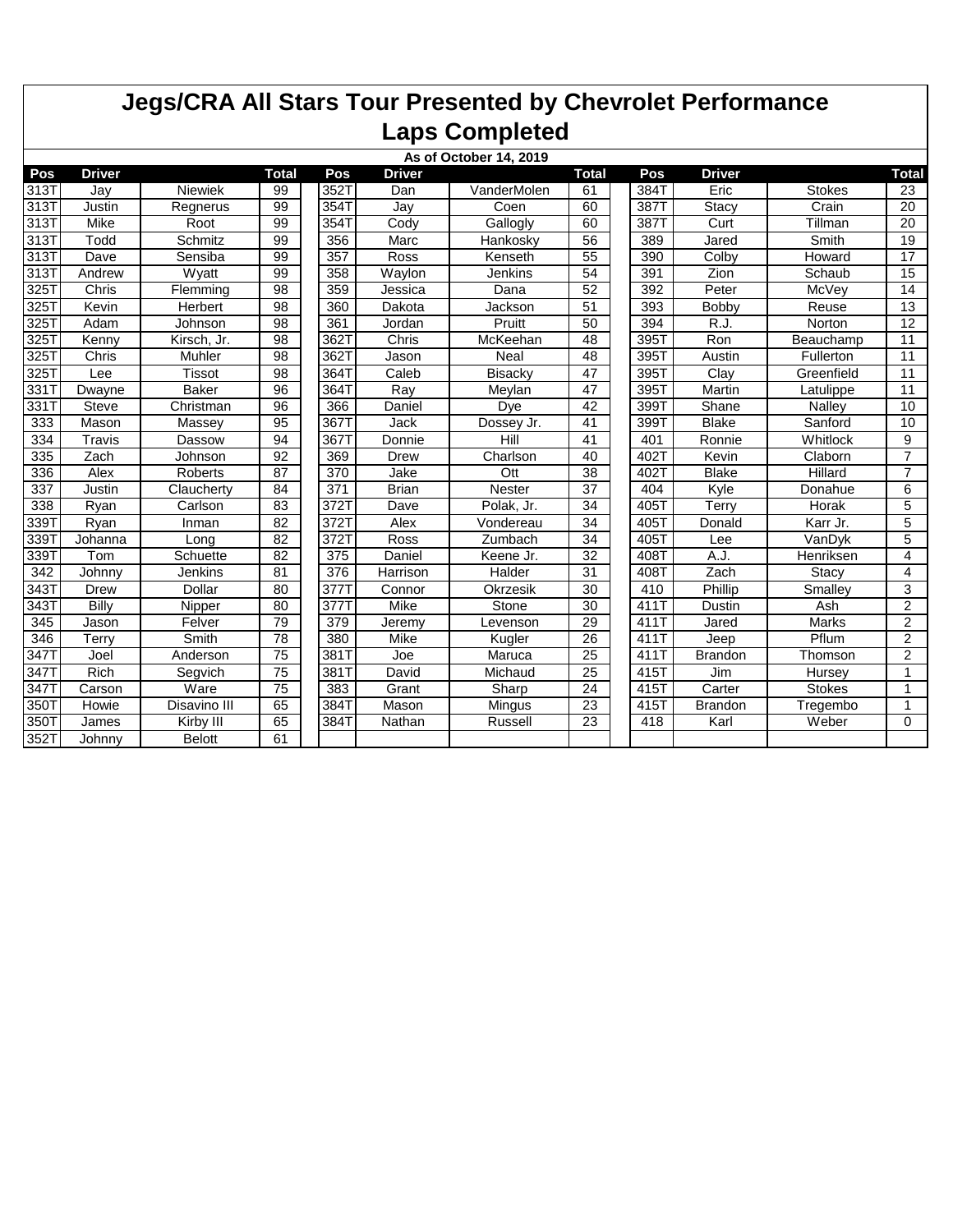# Jegs/CRA All Stars Tour Presented by Chevrolet Performance

## Laps Completed

**As of October 14, 2019**

| Pos | Driver | | Total | | Pos | Driver | | Total | | Pos | Driver | | Total |
|---|---|---|---|---|---|---|---|---|---|---|---|---|---|
| 313T | Jay | Niewiek | 99 | | 352T | Dan | VanderMolen | 61 | | 384T | Eric | Stokes | 23 |
| 313T | Justin | Regnerus | 99 | | 354T | Jay | Coen | 60 | | 387T | Stacy | Crain | 20 |
| 313T | Mike | Root | 99 | | 354T | Cody | Gallogly | 60 | | 387T | Curt | Tillman | 20 |
| 313T | Todd | Schmitz | 99 | | 356 | Marc | Hankosky | 56 | | 389 | Jared | Smith | 19 |
| 313T | Dave | Sensiba | 99 | | 357 | Ross | Kenseth | 55 | | 390 | Colby | Howard | 17 |
| 313T | Andrew | Wyatt | 99 | | 358 | Waylon | Jenkins | 54 | | 391 | Zion | Schaub | 15 |
| 325T | Chris | Flemming | 98 | | 359 | Jessica | Dana | 52 | | 392 | Peter | McVey | 14 |
| 325T | Kevin | Herbert | 98 | | 360 | Dakota | Jackson | 51 | | 393 | Bobby | Reuse | 13 |
| 325T | Adam | Johnson | 98 | | 361 | Jordan | Pruitt | 50 | | 394 | R.J. | Norton | 12 |
| 325T | Kenny | Kirsch, Jr. | 98 | | 362T | Chris | McKeehan | 48 | | 395T | Ron | Beauchamp | 11 |
| 325T | Chris | Muhler | 98 | | 362T | Jason | Neal | 48 | | 395T | Austin | Fullerton | 11 |
| 325T | Lee | Tissot | 98 | | 364T | Caleb | Bisacky | 47 | | 395T | Clay | Greenfield | 11 |
| 331T | Dwayne | Baker | 96 | | 364T | Ray | Meylan | 47 | | 395T | Martin | Latulippe | 11 |
| 331T | Steve | Christman | 96 | | 366 | Daniel | Dye | 42 | | 399T | Shane | Nalley | 10 |
| 333 | Mason | Massey | 95 | | 367T | Jack | Dossey Jr. | 41 | | 399T | Blake | Sanford | 10 |
| 334 | Travis | Dassow | 94 | | 367T | Donnie | Hill | 41 | | 401 | Ronnie | Whitlock | 9 |
| 335 | Zach | Johnson | 92 | | 369 | Drew | Charlson | 40 | | 402T | Kevin | Claborn | 7 |
| 336 | Alex | Roberts | 87 | | 370 | Jake | Ott | 38 | | 402T | Blake | Hillard | 7 |
| 337 | Justin | Claucherty | 84 | | 371 | Brian | Nester | 37 | | 404 | Kyle | Donahue | 6 |
| 338 | Ryan | Carlson | 83 | | 372T | Dave | Polak, Jr. | 34 | | 405T | Terry | Horak | 5 |
| 339T | Ryan | Inman | 82 | | 372T | Alex | Vondereau | 34 | | 405T | Donald | Karr Jr. | 5 |
| 339T | Johanna | Long | 82 | | 372T | Ross | Zumbach | 34 | | 405T | Lee | VanDyk | 5 |
| 339T | Tom | Schuette | 82 | | 375 | Daniel | Keene Jr. | 32 | | 408T | A.J. | Henriksen | 4 |
| 342 | Johnny | Jenkins | 81 | | 376 | Harrison | Halder | 31 | | 408T | Zach | Stacy | 4 |
| 343T | Drew | Dollar | 80 | | 377T | Connor | Okrzesik | 30 | | 410 | Phillip | Smalley | 3 |
| 343T | Billy | Nipper | 80 | | 377T | Mike | Stone | 30 | | 411T | Dustin | Ash | 2 |
| 345 | Jason | Felver | 79 | | 379 | Jeremy | Levenson | 29 | | 411T | Jared | Marks | 2 |
| 346 | Terry | Smith | 78 | | 380 | Mike | Kugler | 26 | | 411T | Jeep | Pflum | 2 |
| 347T | Joel | Anderson | 75 | | 381T | Joe | Maruca | 25 | | 411T | Brandon | Thomson | 2 |
| 347T | Rich | Segvich | 75 | | 381T | David | Michaud | 25 | | 415T | Jim | Hursey | 1 |
| 347T | Carson | Ware | 75 | | 383 | Grant | Sharp | 24 | | 415T | Carter | Stokes | 1 |
| 350T | Howie | Disavino III | 65 | | 384T | Mason | Mingus | 23 | | 415T | Brandon | Tregembo | 1 |
| 350T | James | Kirby III | 65 | | 384T | Nathan | Russell | 23 | | 418 | Karl | Weber | 0 |
| 352T | Johnny | Belott | 61 | | | | | | | | | | |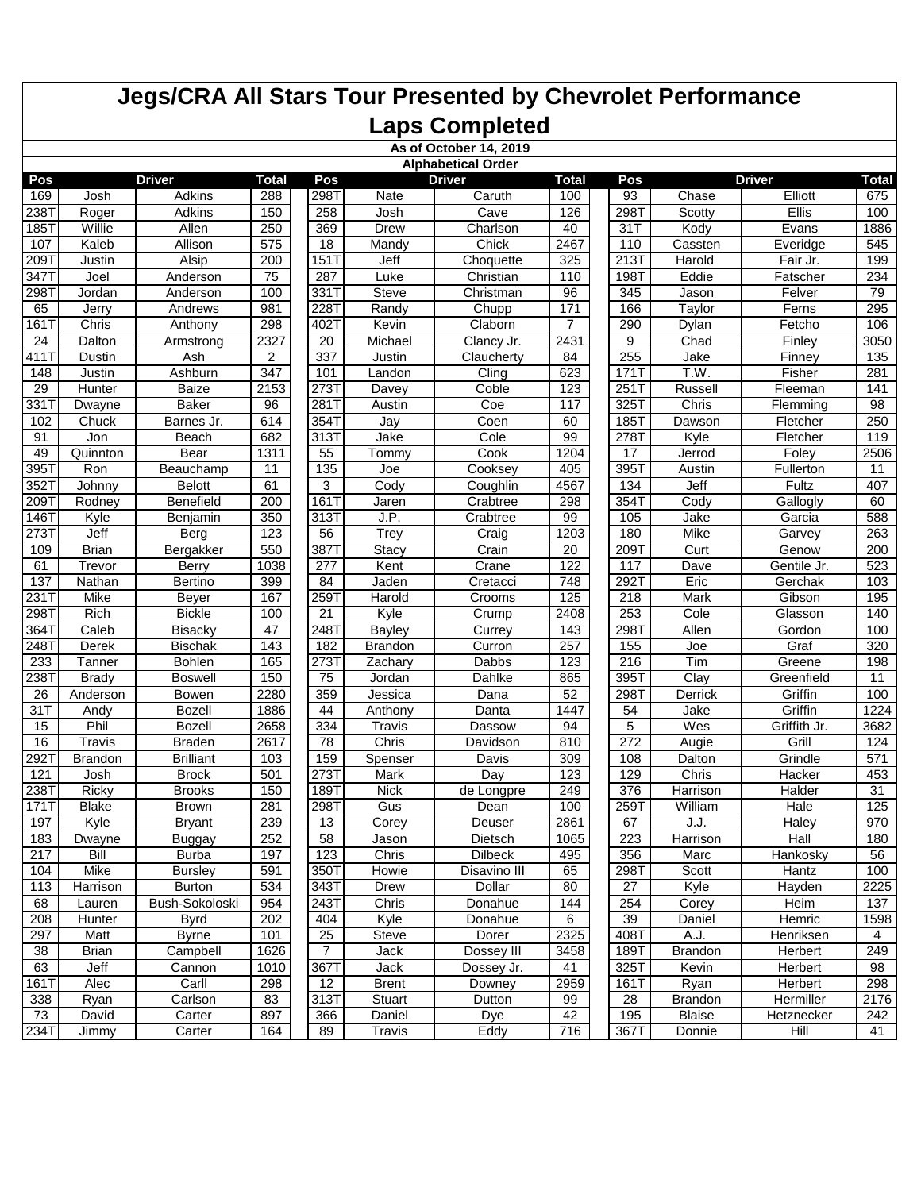# Jegs/CRA All Stars Tour Presented by Chevrolet Performance

## Laps Completed

**As of October 14, 2019**

**Alphabetical Order**

| Pos | Driver | | Total | Pos | Driver | | Total | Pos | Driver | | Total |
|---|---|---|---|---|---|---|---|---|---|---|---|
| 169 | Josh | Adkins | 288 | 298T | Nate | Caruth | 100 | 93 | Chase | Elliott | 675 |
| 238T | Roger | Adkins | 150 | 258 | Josh | Cave | 126 | 298T | Scotty | Ellis | 100 |
| 185T | Willie | Allen | 250 | 369 | Drew | Charlson | 40 | 31T | Kody | Evans | 1886 |
| 107 | Kaleb | Allison | 575 | 18 | Mandy | Chick | 2467 | 110 | Cassten | Everidge | 545 |
| 209T | Justin | Alsip | 200 | 151T | Jeff | Choquette | 325 | 213T | Harold | Fair Jr. | 199 |
| 347T | Joel | Anderson | 75 | 287 | Luke | Christian | 110 | 198T | Eddie | Fatscher | 234 |
| 298T | Jordan | Anderson | 100 | 331T | Steve | Christman | 96 | 345 | Jason | Felver | 79 |
| 65 | Jerry | Andrews | 981 | 228T | Randy | Chupp | 171 | 166 | Taylor | Ferns | 295 |
| 161T | Chris | Anthony | 298 | 402T | Kevin | Claborn | 7 | 290 | Dylan | Fetcho | 106 |
| 24 | Dalton | Armstrong | 2327 | 20 | Michael | Clancy Jr. | 2431 | 9 | Chad | Finley | 3050 |
| 411T | Dustin | Ash | 2 | 337 | Justin | Claucherty | 84 | 255 | Jake | Finney | 135 |
| 148 | Justin | Ashburn | 347 | 101 | Landon | Cling | 623 | 171T | T.W. | Fisher | 281 |
| 29 | Hunter | Baize | 2153 | 273T | Davey | Coble | 123 | 251T | Russell | Fleeman | 141 |
| 331T | Dwayne | Baker | 96 | 281T | Austin | Coe | 117 | 325T | Chris | Flemming | 98 |
| 102 | Chuck | Barnes Jr. | 614 | 354T | Jay | Coen | 60 | 185T | Dawson | Fletcher | 250 |
| 91 | Jon | Beach | 682 | 313T | Jake | Cole | 99 | 278T | Kyle | Fletcher | 119 |
| 49 | Quinnton | Bear | 1311 | 55 | Tommy | Cook | 1204 | 17 | Jerrod | Foley | 2506 |
| 395T | Ron | Beauchamp | 11 | 135 | Joe | Cooksey | 405 | 395T | Austin | Fullerton | 11 |
| 352T | Johnny | Belott | 61 | 3 | Cody | Coughlin | 4567 | 134 | Jeff | Fultz | 407 |
| 209T | Rodney | Benefield | 200 | 161T | Jaren | Crabtree | 298 | 354T | Cody | Gallogly | 60 |
| 146T | Kyle | Benjamin | 350 | 313T | J.P. | Crabtree | 99 | 105 | Jake | Garcia | 588 |
| 273T | Jeff | Berg | 123 | 56 | Trey | Craig | 1203 | 180 | Mike | Garvey | 263 |
| 109 | Brian | Bergakker | 550 | 387T | Stacy | Crain | 20 | 209T | Curt | Genow | 200 |
| 61 | Trevor | Berry | 1038 | 277 | Kent | Crane | 122 | 117 | Dave | Gentile Jr. | 523 |
| 137 | Nathan | Bertino | 399 | 84 | Jaden | Cretacci | 748 | 292T | Eric | Gerchak | 103 |
| 231T | Mike | Beyer | 167 | 259T | Harold | Crooms | 125 | 218 | Mark | Gibson | 195 |
| 298T | Rich | Bickle | 100 | 21 | Kyle | Crump | 2408 | 253 | Cole | Glasson | 140 |
| 364T | Caleb | Bisacky | 47 | 248T | Bayley | Currey | 143 | 298T | Allen | Gordon | 100 |
| 248T | Derek | Bischak | 143 | 182 | Brandon | Curron | 257 | 155 | Joe | Graf | 320 |
| 233 | Tanner | Bohlen | 165 | 273T | Zachary | Dabbs | 123 | 216 | Tim | Greene | 198 |
| 238T | Brady | Boswell | 150 | 75 | Jordan | Dahlke | 865 | 395T | Clay | Greenfield | 11 |
| 26 | Anderson | Bowen | 2280 | 359 | Jessica | Dana | 52 | 298T | Derrick | Griffin | 100 |
| 31T | Andy | Bozell | 1886 | 44 | Anthony | Danta | 1447 | 54 | Jake | Griffin | 1224 |
| 15 | Phil | Bozell | 2658 | 334 | Travis | Dassow | 94 | 5 | Wes | Griffith Jr. | 3682 |
| 16 | Travis | Braden | 2617 | 78 | Chris | Davidson | 810 | 272 | Augie | Grill | 124 |
| 292T | Brandon | Brilliant | 103 | 159 | Spenser | Davis | 309 | 108 | Dalton | Grindle | 571 |
| 121 | Josh | Brock | 501 | 273T | Mark | Day | 123 | 129 | Chris | Hacker | 453 |
| 238T | Ricky | Brooks | 150 | 189T | Nick | de Longpre | 249 | 376 | Harrison | Halder | 31 |
| 171T | Blake | Brown | 281 | 298T | Gus | Dean | 100 | 259T | William | Hale | 125 |
| 197 | Kyle | Bryant | 239 | 13 | Corey | Deuser | 2861 | 67 | J.J. | Haley | 970 |
| 183 | Dwayne | Buggay | 252 | 58 | Jason | Dietsch | 1065 | 223 | Harrison | Hall | 180 |
| 217 | Bill | Burba | 197 | 123 | Chris | Dilbeck | 495 | 356 | Marc | Hankosky | 56 |
| 104 | Mike | Bursley | 591 | 350T | Howie | Disavino III | 65 | 298T | Scott | Hantz | 100 |
| 113 | Harrison | Burton | 534 | 343T | Drew | Dollar | 80 | 27 | Kyle | Hayden | 2225 |
| 68 | Lauren | Bush-Sokoloski | 954 | 243T | Chris | Donahue | 144 | 254 | Corey | Heim | 137 |
| 208 | Hunter | Byrd | 202 | 404 | Kyle | Donahue | 6 | 39 | Daniel | Hemric | 1598 |
| 297 | Matt | Byrne | 101 | 25 | Steve | Dorer | 2325 | 408T | A.J. | Henriksen | 4 |
| 38 | Brian | Campbell | 1626 | 7 | Jack | Dossey III | 3458 | 189T | Brandon | Herbert | 249 |
| 63 | Jeff | Cannon | 1010 | 367T | Jack | Dossey Jr. | 41 | 325T | Kevin | Herbert | 98 |
| 161T | Alec | Carll | 298 | 12 | Brent | Downey | 2959 | 161T | Ryan | Herbert | 298 |
| 338 | Ryan | Carlson | 83 | 313T | Stuart | Dutton | 99 | 28 | Brandon | Hermiller | 2176 |
| 73 | David | Carter | 897 | 366 | Daniel | Dye | 42 | 195 | Blaise | Hetznecker | 242 |
| 234T | Jimmy | Carter | 164 | 89 | Travis | Eddy | 716 | 367T | Donnie | Hill | 41 |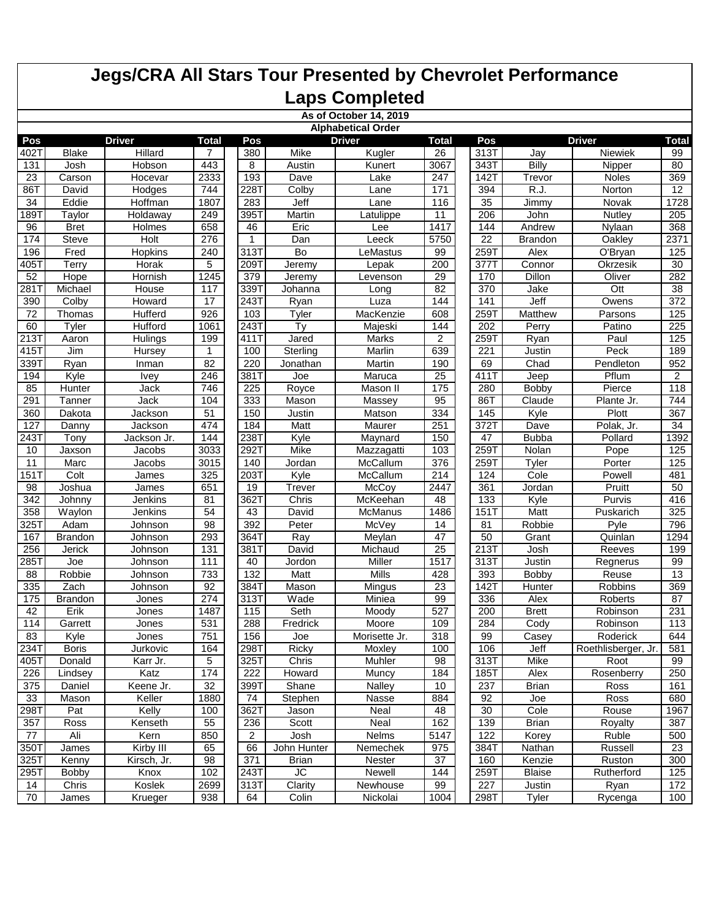# Jegs/CRA All Stars Tour Presented by Chevrolet Performance

## Laps Completed

**As of October 14, 2019**

**Alphabetical Order**

| Pos | Driver | | Total | Pos | Driver | | Total | Pos | Driver | | Total |
|---|---|---|---|---|---|---|---|---|---|---|---|
| 402T | Blake | Hillard | 7 | 380 | Mike | Kugler | 26 | 313T | Jay | Niewiek | 99 |
| 131 | Josh | Hobson | 443 | 8 | Austin | Kunert | 3067 | 343T | Billy | Nipper | 80 |
| 23 | Carson | Hocevar | 2333 | 193 | Dave | Lake | 247 | 142T | Trevor | Noles | 369 |
| 86T | David | Hodges | 744 | 228T | Colby | Lane | 171 | 394 | R.J. | Norton | 12 |
| 34 | Eddie | Hoffman | 1807 | 283 | Jeff | Lane | 116 | 35 | Jimmy | Novak | 1728 |
| 189T | Taylor | Holdaway | 249 | 395T | Martin | Latulippe | 11 | 206 | John | Nutley | 205 |
| 96 | Bret | Holmes | 658 | 46 | Eric | Lee | 1417 | 144 | Andrew | Nylaan | 368 |
| 174 | Steve | Holt | 276 | 1 | Dan | Leeck | 5750 | 22 | Brandon | Oakley | 2371 |
| 196 | Fred | Hopkins | 240 | 313T | Bo | LeMastus | 99 | 259T | Alex | O'Bryan | 125 |
| 405T | Terry | Horak | 5 | 209T | Jeremy | Lepak | 200 | 377T | Connor | Okrzesik | 30 |
| 52 | Hope | Hornish | 1245 | 379 | Jeremy | Levenson | 29 | 170 | Dillon | Oliver | 282 |
| 281T | Michael | House | 117 | 339T | Johanna | Long | 82 | 370 | Jake | Ott | 38 |
| 390 | Colby | Howard | 17 | 243T | Ryan | Luza | 144 | 141 | Jeff | Owens | 372 |
| 72 | Thomas | Hufferd | 926 | 103 | Tyler | MacKenzie | 608 | 259T | Matthew | Parsons | 125 |
| 60 | Tyler | Hufford | 1061 | 243T | Ty | Majeski | 144 | 202 | Perry | Patino | 225 |
| 213T | Aaron | Hulings | 199 | 411T | Jared | Marks | 2 | 259T | Ryan | Paul | 125 |
| 415T | Jim | Hursey | 1 | 100 | Sterling | Marlin | 639 | 221 | Justin | Peck | 189 |
| 339T | Ryan | Inman | 82 | 220 | Jonathan | Martin | 190 | 69 | Chad | Pendleton | 952 |
| 194 | Kyle | Ivey | 246 | 381T | Joe | Maruca | 25 | 411T | Jeep | Pflum | 2 |
| 85 | Hunter | Jack | 746 | 225 | Royce | Mason II | 175 | 280 | Bobby | Pierce | 118 |
| 291 | Tanner | Jack | 104 | 333 | Mason | Massey | 95 | 86T | Claude | Plante Jr. | 744 |
| 360 | Dakota | Jackson | 51 | 150 | Justin | Matson | 334 | 145 | Kyle | Plott | 367 |
| 127 | Danny | Jackson | 474 | 184 | Matt | Maurer | 251 | 372T | Dave | Polak, Jr. | 34 |
| 243T | Tony | Jackson Jr. | 144 | 238T | Kyle | Maynard | 150 | 47 | Bubba | Pollard | 1392 |
| 10 | Jaxson | Jacobs | 3033 | 292T | Mike | Mazzagatti | 103 | 259T | Nolan | Pope | 125 |
| 11 | Marc | Jacobs | 3015 | 140 | Jordan | McCallum | 376 | 259T | Tyler | Porter | 125 |
| 151T | Colt | James | 325 | 203T | Kyle | McCallum | 214 | 124 | Cole | Powell | 481 |
| 98 | Joshua | James | 651 | 19 | Trever | McCoy | 2447 | 361 | Jordan | Pruitt | 50 |
| 342 | Johnny | Jenkins | 81 | 362T | Chris | McKeehan | 48 | 133 | Kyle | Purvis | 416 |
| 358 | Waylon | Jenkins | 54 | 43 | David | McManus | 1486 | 151T | Matt | Puskarich | 325 |
| 325T | Adam | Johnson | 98 | 392 | Peter | McVey | 14 | 81 | Robbie | Pyle | 796 |
| 167 | Brandon | Johnson | 293 | 364T | Ray | Meylan | 47 | 50 | Grant | Quinlan | 1294 |
| 256 | Jerick | Johnson | 131 | 381T | David | Michaud | 25 | 213T | Josh | Reeves | 199 |
| 285T | Joe | Johnson | 111 | 40 | Jordon | Miller | 1517 | 313T | Justin | Regnerus | 99 |
| 88 | Robbie | Johnson | 733 | 132 | Matt | Mills | 428 | 393 | Bobby | Reuse | 13 |
| 335 | Zach | Johnson | 92 | 384T | Mason | Mingus | 23 | 142T | Hunter | Robbins | 369 |
| 175 | Brandon | Jones | 274 | 313T | Wade | Miniea | 99 | 336 | Alex | Roberts | 87 |
| 42 | Erik | Jones | 1487 | 115 | Seth | Moody | 527 | 200 | Brett | Robinson | 231 |
| 114 | Garrett | Jones | 531 | 288 | Fredrick | Moore | 109 | 284 | Cody | Robinson | 113 |
| 83 | Kyle | Jones | 751 | 156 | Joe | Morisette Jr. | 318 | 99 | Casey | Roderick | 644 |
| 234T | Boris | Jurkovic | 164 | 298T | Ricky | Moxley | 100 | 106 | Jeff | Roethlisberger, Jr. | 581 |
| 405T | Donald | Karr Jr. | 5 | 325T | Chris | Muhler | 98 | 313T | Mike | Root | 99 |
| 226 | Lindsey | Katz | 174 | 222 | Howard | Muncy | 184 | 185T | Alex | Rosenberry | 250 |
| 375 | Daniel | Keene Jr. | 32 | 399T | Shane | Nalley | 10 | 237 | Brian | Ross | 161 |
| 33 | Mason | Keller | 1880 | 74 | Stephen | Nasse | 884 | 92 | Joe | Ross | 680 |
| 298T | Pat | Kelly | 100 | 362T | Jason | Neal | 48 | 30 | Cole | Rouse | 1967 |
| 357 | Ross | Kenseth | 55 | 236 | Scott | Neal | 162 | 139 | Brian | Royalty | 387 |
| 77 | Ali | Kern | 850 | 2 | Josh | Nelms | 5147 | 122 | Korey | Ruble | 500 |
| 350T | James | Kirby III | 65 | 66 | John Hunter | Nemechek | 975 | 384T | Nathan | Russell | 23 |
| 325T | Kenny | Kirsch, Jr. | 98 | 371 | Brian | Nester | 37 | 160 | Kenzie | Ruston | 300 |
| 295T | Bobby | Knox | 102 | 243T | JC | Newell | 144 | 259T | Blaise | Rutherford | 125 |
| 14 | Chris | Koslek | 2699 | 313T | Clarity | Newhouse | 99 | 227 | Justin | Ryan | 172 |
| 70 | James | Krueger | 938 | 64 | Colin | Nickolai | 1004 | 298T | Tyler | Rycenga | 100 |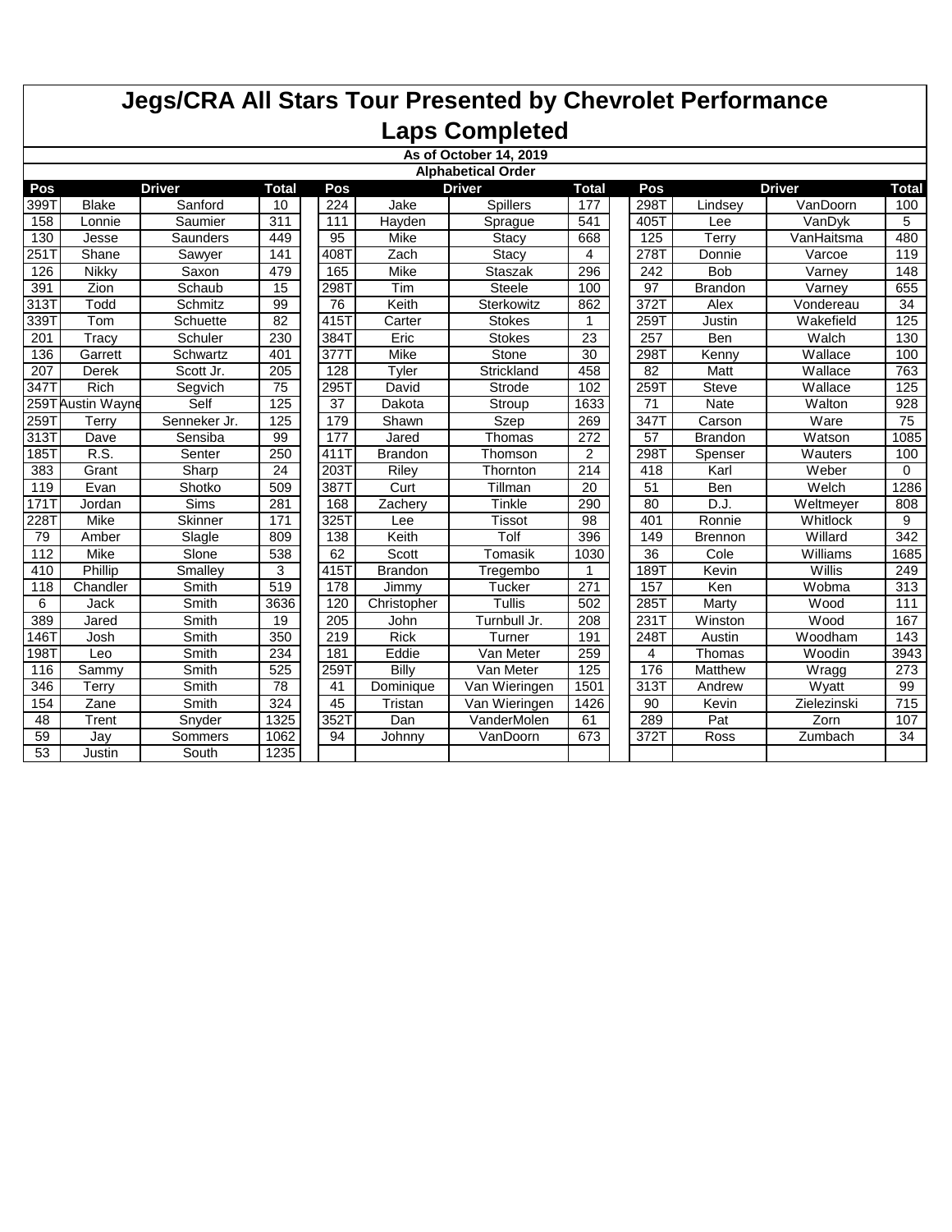# Jegs/CRA All Stars Tour Presented by Chevrolet Performance

## Laps Completed

**As of October 14, 2019**

**Alphabetical Order**

| Pos | Driver | | Total | | Pos | Driver | | Total | | Pos | Driver | | Total |
|---|---|---|---|---|---|---|---|---|---|---|---|---|---|
| 399T | Blake | Sanford | 10 | | 224 | Jake | Spillers | 177 | | 298T | Lindsey | VanDoorn | 100 |
| 158 | Lonnie | Saumier | 311 | | 111 | Hayden | Sprague | 541 | | 405T | Lee | VanDyk | 5 |
| 130 | Jesse | Saunders | 449 | | 95 | Mike | Stacy | 668 | | 125 | Terry | VanHaitsma | 480 |
| 251T | Shane | Sawyer | 141 | | 408T | Zach | Stacy | 4 | | 278T | Donnie | Varcoe | 119 |
| 126 | Nikky | Saxon | 479 | | 165 | Mike | Staszak | 296 | | 242 | Bob | Varney | 148 |
| 391 | Zion | Schaub | 15 | | 298T | Tim | Steele | 100 | | 97 | Brandon | Varney | 655 |
| 313T | Todd | Schmitz | 99 | | 76 | Keith | Sterkowitz | 862 | | 372T | Alex | Vondereau | 34 |
| 339T | Tom | Schuette | 82 | | 415T | Carter | Stokes | 1 | | 259T | Justin | Wakefield | 125 |
| 201 | Tracy | Schuler | 230 | | 384T | Eric | Stokes | 23 | | 257 | Ben | Walch | 130 |
| 136 | Garrett | Schwartz | 401 | | 377T | Mike | Stone | 30 | | 298T | Kenny | Wallace | 100 |
| 207 | Derek | Scott Jr. | 205 | | 128 | Tyler | Strickland | 458 | | 82 | Matt | Wallace | 763 |
| 347T | Rich | Segvich | 75 | | 295T | David | Strode | 102 | | 259T | Steve | Wallace | 125 |
| 259T | Austin Wayne | Self | 125 | | 37 | Dakota | Stroup | 1633 | | 71 | Nate | Walton | 928 |
| 259T | Terry | Senneker Jr. | 125 | | 179 | Shawn | Szep | 269 | | 347T | Carson | Ware | 75 |
| 313T | Dave | Sensiba | 99 | | 177 | Jared | Thomas | 272 | | 57 | Brandon | Watson | 1085 |
| 185T | R.S. | Senter | 250 | | 411T | Brandon | Thomson | 2 | | 298T | Spenser | Wauters | 100 |
| 383 | Grant | Sharp | 24 | | 203T | Riley | Thornton | 214 | | 418 | Karl | Weber | 0 |
| 119 | Evan | Shotko | 509 | | 387T | Curt | Tillman | 20 | | 51 | Ben | Welch | 1286 |
| 171T | Jordan | Sims | 281 | | 168 | Zachery | Tinkle | 290 | | 80 | D.J. | Weltmeyer | 808 |
| 228T | Mike | Skinner | 171 | | 325T | Lee | Tissot | 98 | | 401 | Ronnie | Whitlock | 9 |
| 79 | Amber | Slagle | 809 | | 138 | Keith | Tolf | 396 | | 149 | Brennon | Willard | 342 |
| 112 | Mike | Slone | 538 | | 62 | Scott | Tomasik | 1030 | | 36 | Cole | Williams | 1685 |
| 410 | Phillip | Smalley | 3 | | 415T | Brandon | Tregembo | 1 | | 189T | Kevin | Willis | 249 |
| 118 | Chandler | Smith | 519 | | 178 | Jimmy | Tucker | 271 | | 157 | Ken | Wobma | 313 |
| 6 | Jack | Smith | 3636 | | 120 | Christopher | Tullis | 502 | | 285T | Marty | Wood | 111 |
| 389 | Jared | Smith | 19 | | 205 | John | Turnbull Jr. | 208 | | 231T | Winston | Wood | 167 |
| 146T | Josh | Smith | 350 | | 219 | Rick | Turner | 191 | | 248T | Austin | Woodham | 143 |
| 198T | Leo | Smith | 234 | | 181 | Eddie | Van Meter | 259 | | 4 | Thomas | Woodin | 3943 |
| 116 | Sammy | Smith | 525 | | 259T | Billy | Van Meter | 125 | | 176 | Matthew | Wragg | 273 |
| 346 | Terry | Smith | 78 | | 41 | Dominique | Van Wieringen | 1501 | | 313T | Andrew | Wyatt | 99 |
| 154 | Zane | Smith | 324 | | 45 | Tristan | Van Wieringen | 1426 | | 90 | Kevin | Zielezinski | 715 |
| 48 | Trent | Snyder | 1325 | | 352T | Dan | VanderMolen | 61 | | 289 | Pat | Zorn | 107 |
| 59 | Jay | Sommers | 1062 | | 94 | Johnny | VanDoorn | 673 | | 372T | Ross | Zumbach | 34 |
| 53 | Justin | South | 1235 | | | | | | | | | | |